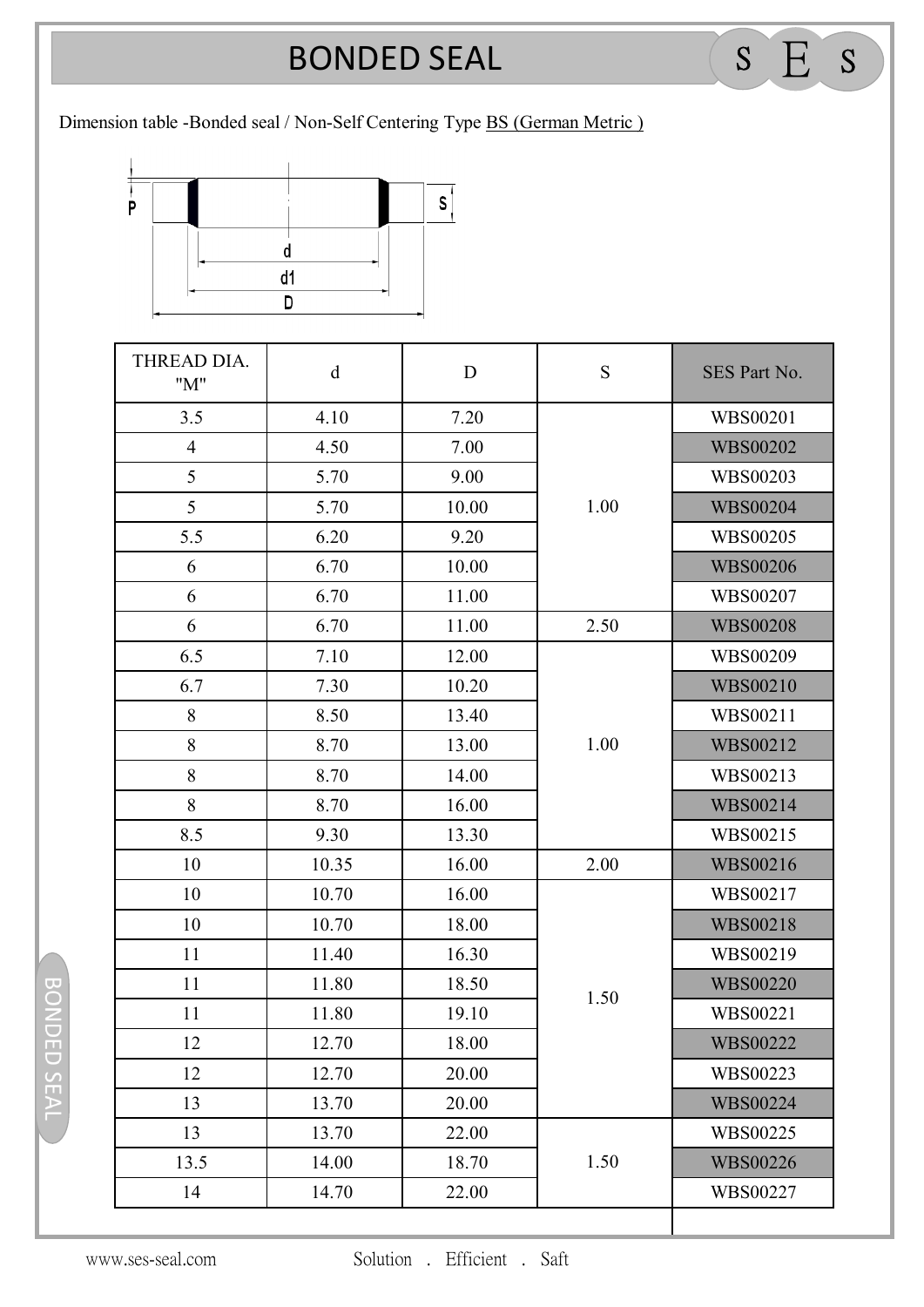# BONDED SEAL

Dimension table -Bonded seal / Non-Self Centering Type BS (German Metric )

| THREAD DIA. "M" | d | D | S | SES Part No. |
|---|---|---|---|---|
| 3.5 | 4.10 | 7.20 | 1.00 | WBS00201 |
| 4 | 4.50 | 7.00 | 1.00 | WBS00202 |
| 5 | 5.70 | 9.00 | 1.00 | WBS00203 |
| 5 | 5.70 | 10.00 | 1.00 | WBS00204 |
| 5.5 | 6.20 | 9.20 | 1.00 | WBS00205 |
| 6 | 6.70 | 10.00 | 1.00 | WBS00206 |
| 6 | 6.70 | 11.00 | 1.00 | WBS00207 |
| 6 | 6.70 | 11.00 | 2.50 | WBS00208 |
| 6.5 | 7.10 | 12.00 | 1.00 | WBS00209 |
| 6.7 | 7.30 | 10.20 | 1.00 | WBS00210 |
| 8 | 8.50 | 13.40 | 1.00 | WBS00211 |
| 8 | 8.70 | 13.00 | 1.00 | WBS00212 |
| 8 | 8.70 | 14.00 | 1.00 | WBS00213 |
| 8 | 8.70 | 16.00 | 1.00 | WBS00214 |
| 8.5 | 9.30 | 13.30 | 1.00 | WBS00215 |
| 10 | 10.35 | 16.00 | 2.00 | WBS00216 |
| 10 | 10.70 | 16.00 | 1.50 | WBS00217 |
| 10 | 10.70 | 18.00 | 1.50 | WBS00218 |
| 11 | 11.40 | 16.30 | 1.50 | WBS00219 |
| 11 | 11.80 | 18.50 | 1.50 | WBS00220 |
| 11 | 11.80 | 19.10 | 1.50 | WBS00221 |
| 12 | 12.70 | 18.00 | 1.50 | WBS00222 |
| 12 | 12.70 | 20.00 | 1.50 | WBS00223 |
| 13 | 13.70 | 20.00 | 1.50 | WBS00224 |
| 13 | 13.70 | 22.00 | 1.50 | WBS00225 |
| 13.5 | 14.00 | 18.70 | 1.50 | WBS00226 |
| 14 | 14.70 | 22.00 | 1.50 | WBS00227 |

www.ses-seal.com Solution . Efficient . Saft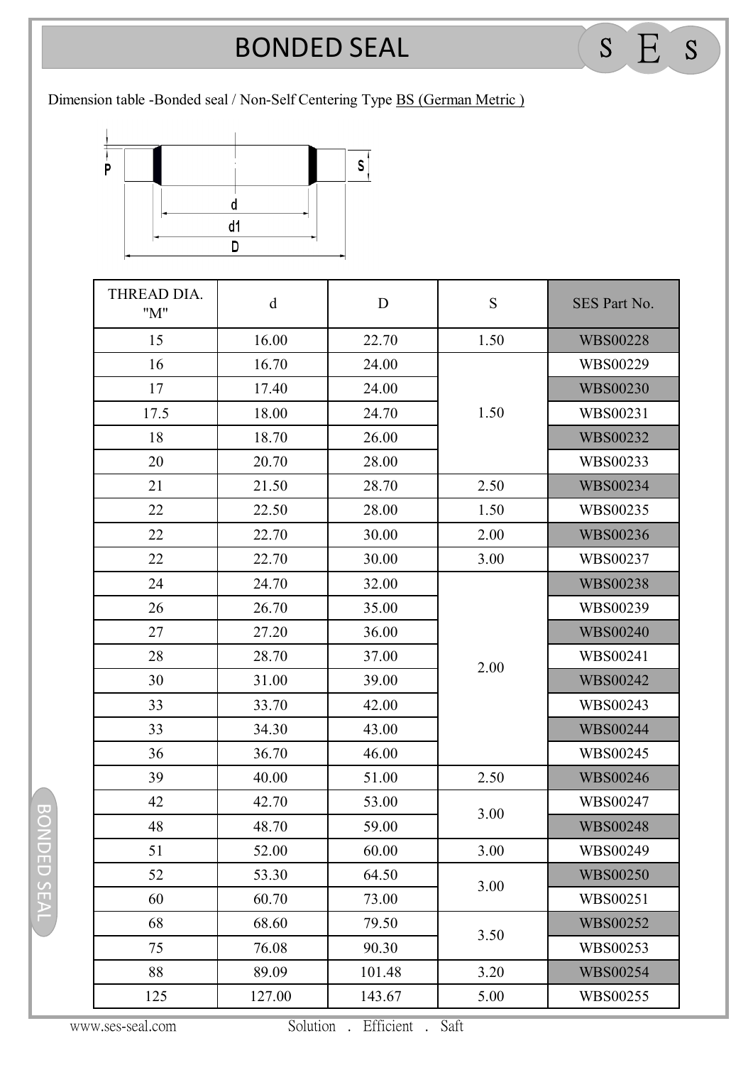# BONDED SEAL

Dimension table -Bonded seal / Non-Self Centering Type BS (German Metric )

P

S

d

d1

D

| THREAD DIA. "M" | d | D | S | SES Part No. |
|---|---|---|---|---|
| 15 | 16.00 | 22.70 | 1.50 | WBS00228 |
| 16 | 16.70 | 24.00 | 1.50 | WBS00229 |
| 17 | 17.40 | 24.00 | | WBS00230 |
| 17.5 | 18.00 | 24.70 | | WBS00231 |
| 18 | 18.70 | 26.00 | | WBS00232 |
| 20 | 20.70 | 28.00 | | WBS00233 |
| 21 | 21.50 | 28.70 | 2.50 | WBS00234 |
| 22 | 22.50 | 28.00 | 1.50 | WBS00235 |
| 22 | 22.70 | 30.00 | 2.00 | WBS00236 |
| 22 | 22.70 | 30.00 | 3.00 | WBS00237 |
| 24 | 24.70 | 32.00 | 2.00 | WBS00238 |
| 26 | 26.70 | 35.00 | | WBS00239 |
| 27 | 27.20 | 36.00 | | WBS00240 |
| 28 | 28.70 | 37.00 | | WBS00241 |
| 30 | 31.00 | 39.00 | | WBS00242 |
| 33 | 33.70 | 42.00 | | WBS00243 |
| 33 | 34.30 | 43.00 | | WBS00244 |
| 36 | 36.70 | 46.00 | | WBS00245 |
| 39 | 40.00 | 51.00 | 2.50 | WBS00246 |
| 42 | 42.70 | 53.00 | 3.00 | WBS00247 |
| 48 | 48.70 | 59.00 | | WBS00248 |
| 51 | 52.00 | 60.00 | 3.00 | WBS00249 |
| 52 | 53.30 | 64.50 | 3.00 | WBS00250 |
| 60 | 60.70 | 73.00 | | WBS00251 |
| 68 | 68.60 | 79.50 | 3.50 | WBS00252 |
| 75 | 76.08 | 90.30 | | WBS00253 |
| 88 | 89.09 | 101.48 | 3.20 | WBS00254 |
| 125 | 127.00 | 143.67 | 5.00 | WBS00255 |

www.ses-seal.com Solution . Efficient . Saft